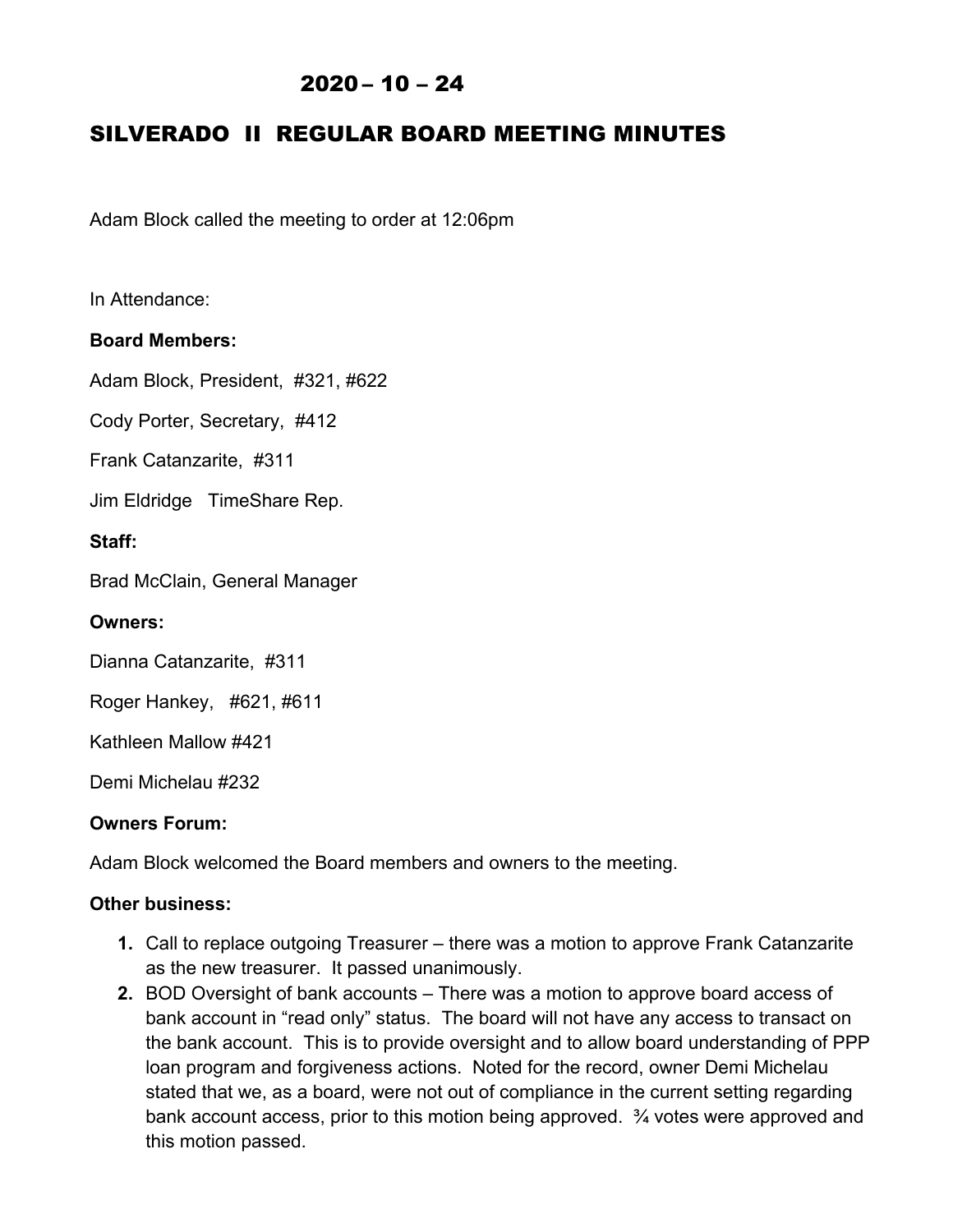# 2020 – 10 – 24

## SILVERADO II REGULAR BOARD MEETING MINUTES

Adam Block called the meeting to order at 12:06pm

In Attendance:

**Board Members:**

Adam Block, President, #321, #622

Cody Porter, Secretary, #412

Frank Catanzarite, #311

Jim Eldridge TimeShare Rep.

**Staff:**

Brad McClain, General Manager

**Owners:**

Dianna Catanzarite, #311

Roger Hankey, #621, #611

Kathleen Mallow #421

Demi Michelau #232

**Owners Forum:**

Adam Block welcomed the Board members and owners to the meeting.

**Other business:**

1. Call to replace outgoing Treasurer – there was a motion to approve Frank Catanzarite as the new treasurer. It passed unanimously.
2. BOD Oversight of bank accounts – There was a motion to approve board access of bank account in "read only" status. The board will not have any access to transact on the bank account. This is to provide oversight and to allow board understanding of PPP loan program and forgiveness actions. Noted for the record, owner Demi Michelau stated that we, as a board, were not out of compliance in the current setting regarding bank account access, prior to this motion being approved. ¾ votes were approved and this motion passed.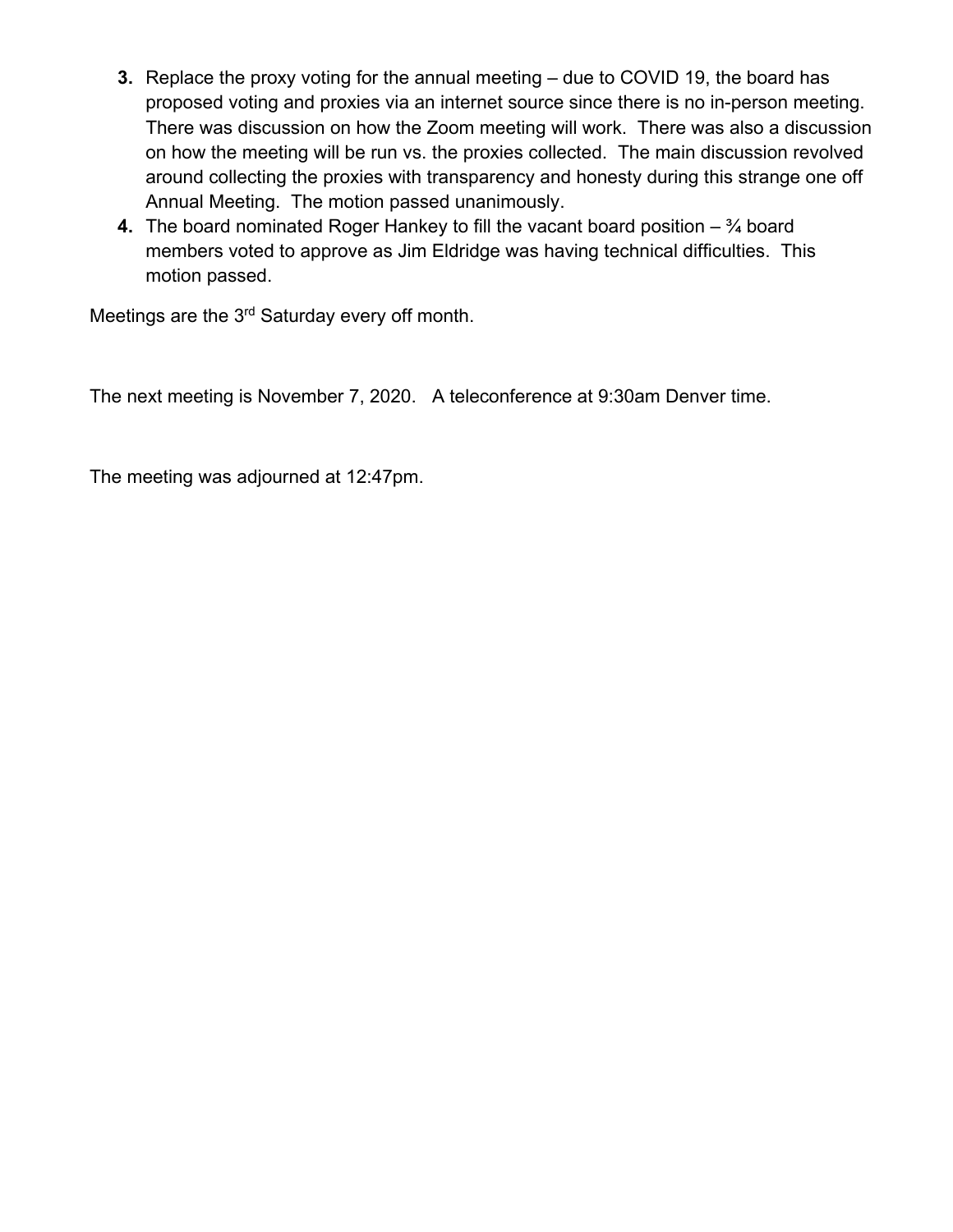3. Replace the proxy voting for the annual meeting – due to COVID 19, the board has proposed voting and proxies via an internet source since there is no in-person meeting. There was discussion on how the Zoom meeting will work. There was also a discussion on how the meeting will be run vs. the proxies collected. The main discussion revolved around collecting the proxies with transparency and honesty during this strange one off Annual Meeting. The motion passed unanimously.
4. The board nominated Roger Hankey to fill the vacant board position – ¾ board members voted to approve as Jim Eldridge was having technical difficulties. This motion passed.

Meetings are the 3rd Saturday every off month.

The next meeting is November 7, 2020. A teleconference at 9:30am Denver time.

The meeting was adjourned at 12:47pm.